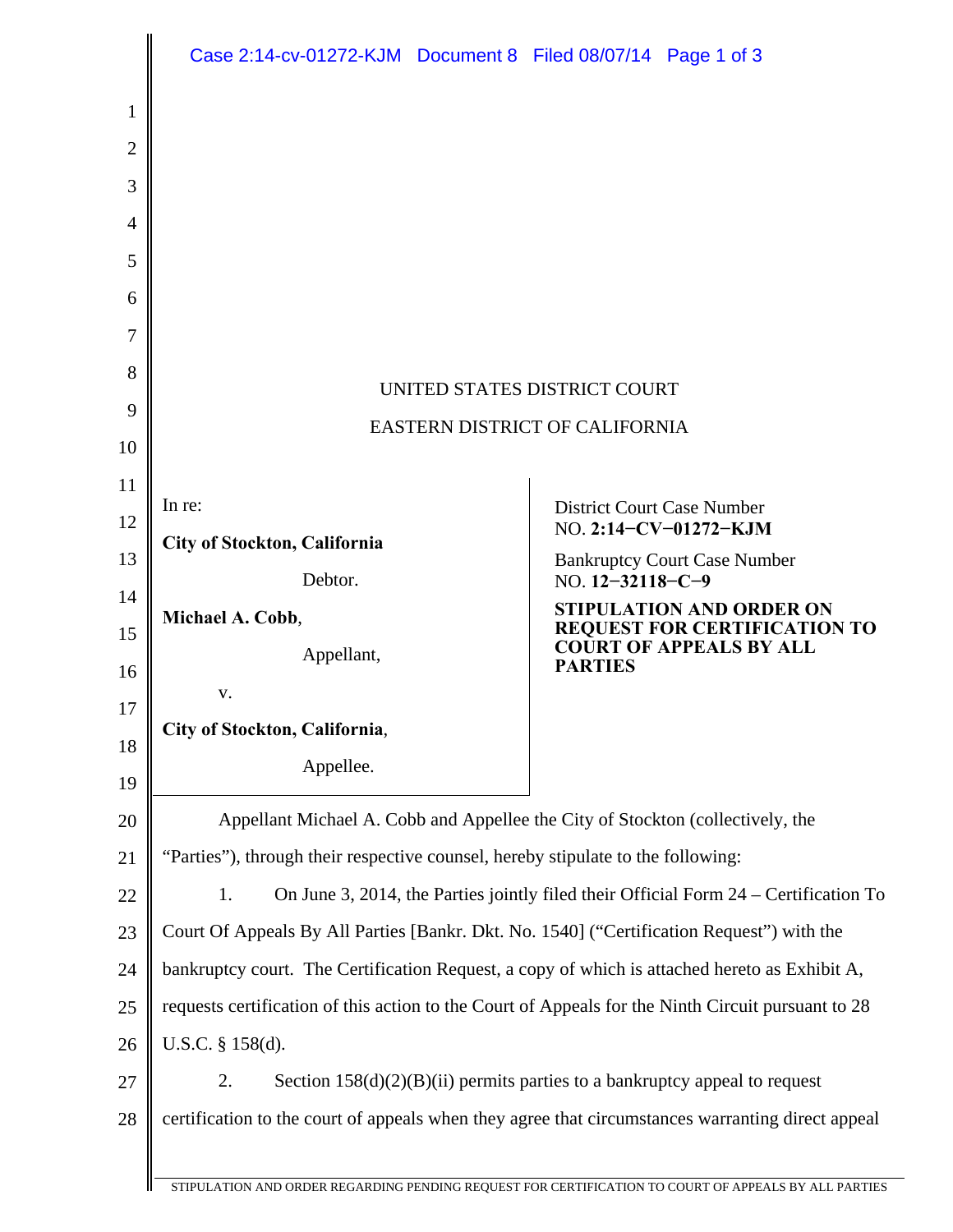UNITED STATES DISTRICT COURT

EASTERN DISTRICT OF CALIFORNIA

In re:

**City of Stockton, California**

Debtor.

**Michael A. Cobb**,

Appellant,

v.

**City of Stockton, California**,

Appellee.

District Court Case Number
NO. **2:14−CV−01272−KJM**

Bankruptcy Court Case Number
NO. **12−32118−C−9**

**STIPULATION AND ORDER ON REQUEST FOR CERTIFICATION TO COURT OF APPEALS BY ALL PARTIES**

Appellant Michael A. Cobb and Appellee the City of Stockton (collectively, the "Parties"), through their respective counsel, hereby stipulate to the following:

1. On June 3, 2014, the Parties jointly filed their Official Form 24 – Certification To Court Of Appeals By All Parties [Bankr. Dkt. No. 1540] ("Certification Request") with the bankruptcy court. The Certification Request, a copy of which is attached hereto as Exhibit A, requests certification of this action to the Court of Appeals for the Ninth Circuit pursuant to 28 U.S.C. § 158(d).

2. Section 158(d)(2)(B)(ii) permits parties to a bankruptcy appeal to request certification to the court of appeals when they agree that circumstances warranting direct appeal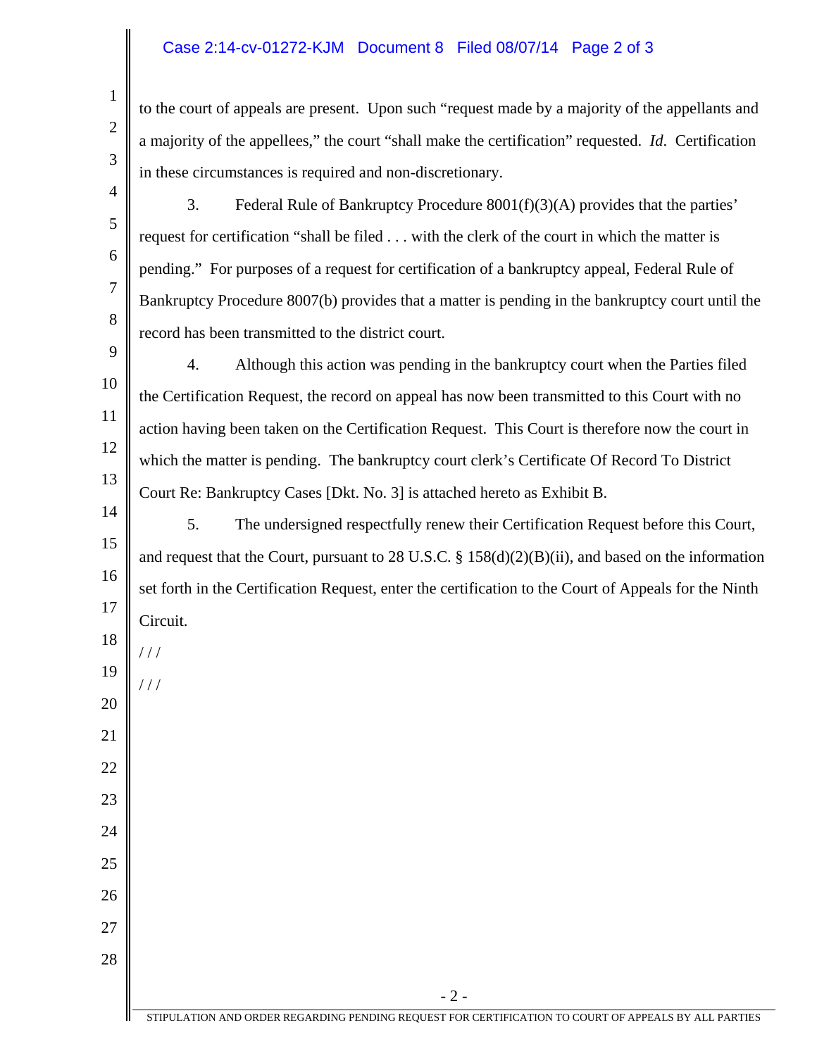to the court of appeals are present. Upon such "request made by a majority of the appellants and a majority of the appellees," the court "shall make the certification" requested. *Id.* Certification in these circumstances is required and non-discretionary.

3. Federal Rule of Bankruptcy Procedure 8001(f)(3)(A) provides that the parties' request for certification "shall be filed . . . with the clerk of the court in which the matter is pending." For purposes of a request for certification of a bankruptcy appeal, Federal Rule of Bankruptcy Procedure 8007(b) provides that a matter is pending in the bankruptcy court until the record has been transmitted to the district court.

4. Although this action was pending in the bankruptcy court when the Parties filed the Certification Request, the record on appeal has now been transmitted to this Court with no action having been taken on the Certification Request. This Court is therefore now the court in which the matter is pending. The bankruptcy court clerk's Certificate Of Record To District Court Re: Bankruptcy Cases [Dkt. No. 3] is attached hereto as Exhibit B.

5. The undersigned respectfully renew their Certification Request before this Court, and request that the Court, pursuant to 28 U.S.C. § 158(d)(2)(B)(ii), and based on the information set forth in the Certification Request, enter the certification to the Court of Appeals for the Ninth Circuit.

/ / /

/ / /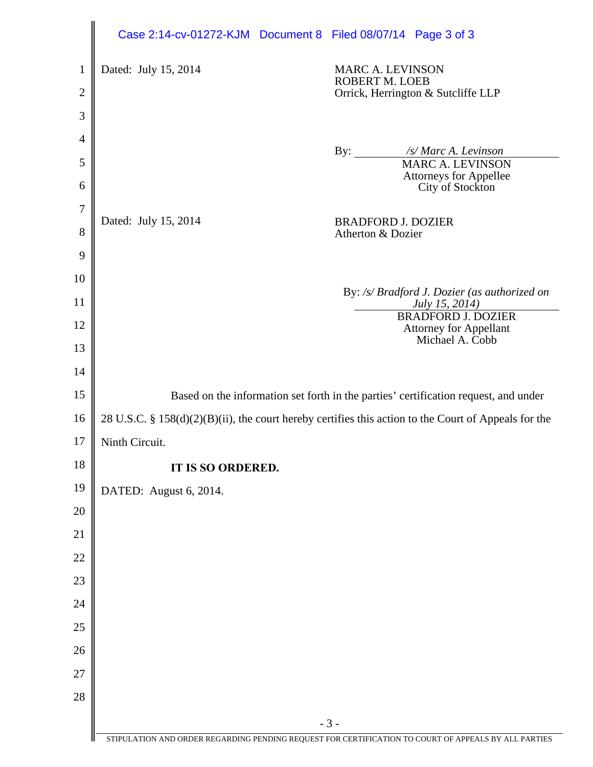Dated: July 15, 2014

MARC A. LEVINSON
ROBERT M. LOEB
Orrick, Herrington & Sutcliffe LLP

By: */s/ Marc A. Levinson*
MARC A. LEVINSON
Attorneys for Appellee
City of Stockton

Dated: July 15, 2014

BRADFORD J. DOZIER
Atherton & Dozier

By: */s/ Bradford J. Dozier (as authorized on July 15, 2014)*
BRADFORD J. DOZIER
Attorney for Appellant
Michael A. Cobb

Based on the information set forth in the parties' certification request, and under 28 U.S.C. § 158(d)(2)(B)(ii), the court hereby certifies this action to the Court of Appeals for the Ninth Circuit.

**IT IS SO ORDERED.**

DATED: August 6, 2014.